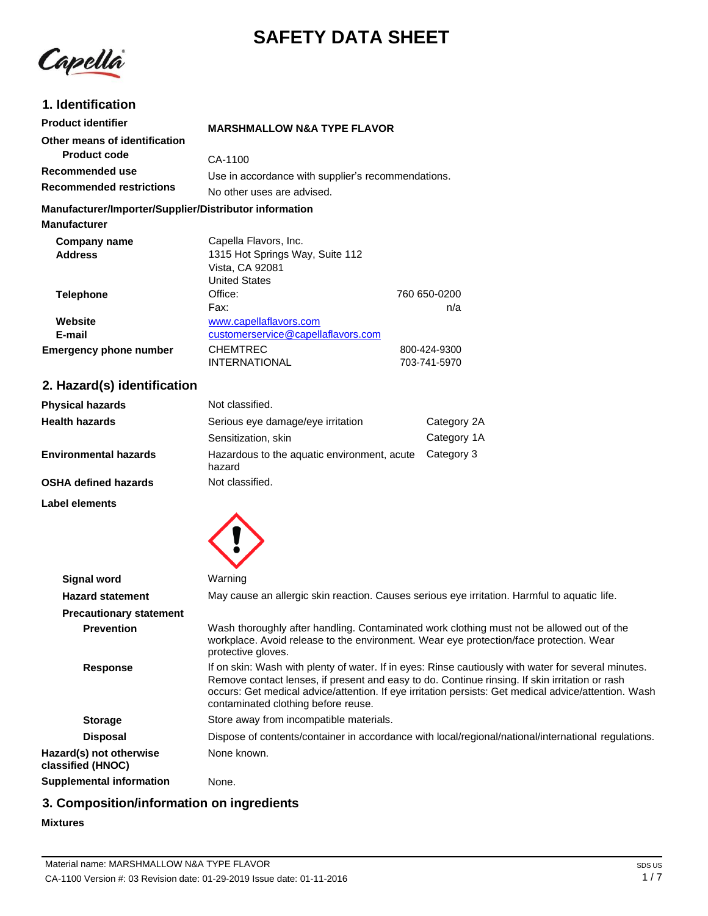# SAFETY DATA SHEET

## 1. Identification

| | | |
|---|---|---|
| **Product identifier** | **MARSHMALLOW N&A TYPE FLAVOR** | |
| **Other means of identification** | | |
| **Product code** | CA-1100 | |
| **Recommended use** | Use in accordance with supplier's recommendations. | |
| **Recommended restrictions** | No other uses are advised. | |

**Manufacturer/Importer/Supplier/Distributor information**

**Manufacturer**

| | | |
|---|---|---|
| **Company name** | Capella Flavors, Inc. | |
| **Address** | 1315 Hot Springs Way, Suite 112<br>Vista, CA 92081<br>United States | |
| **Telephone** | Office: | 760 650-0200 |
| | Fax: | n/a |
| **Website** | www.capellaflavors.com | |
| **E-mail** | customerservice@capellaflavors.com | |
| **Emergency phone number** | CHEMTREC | 800-424-9300 |
| | INTERNATIONAL | 703-741-5970 |

## 2. Hazard(s) identification

| | | |
|---|---|---|
| **Physical hazards** | Not classified. | |
| **Health hazards** | Serious eye damage/eye irritation | Category 2A |
| | Sensitization, skin | Category 1A |
| **Environmental hazards** | Hazardous to the aquatic environment, acute hazard | Category 3 |
| **OSHA defined hazards** | Not classified. | |

**Label elements**

**Signal word** Warning

**Hazard statement** May cause an allergic skin reaction. Causes serious eye irritation. Harmful to aquatic life.

**Precautionary statement**

**Prevention** Wash thoroughly after handling. Contaminated work clothing must not be allowed out of the workplace. Avoid release to the environment. Wear eye protection/face protection. Wear protective gloves.

**Response** If on skin: Wash with plenty of water. If in eyes: Rinse cautiously with water for several minutes. Remove contact lenses, if present and easy to do. Continue rinsing. If skin irritation or rash occurs: Get medical advice/attention. If eye irritation persists: Get medical advice/attention. Wash contaminated clothing before reuse.

**Storage** Store away from incompatible materials.

**Disposal** Dispose of contents/container in accordance with local/regional/national/international regulations.

**Hazard(s) not otherwise classified (HNOC)** None known.

**Supplemental information** None.

## 3. Composition/information on ingredients

**Mixtures**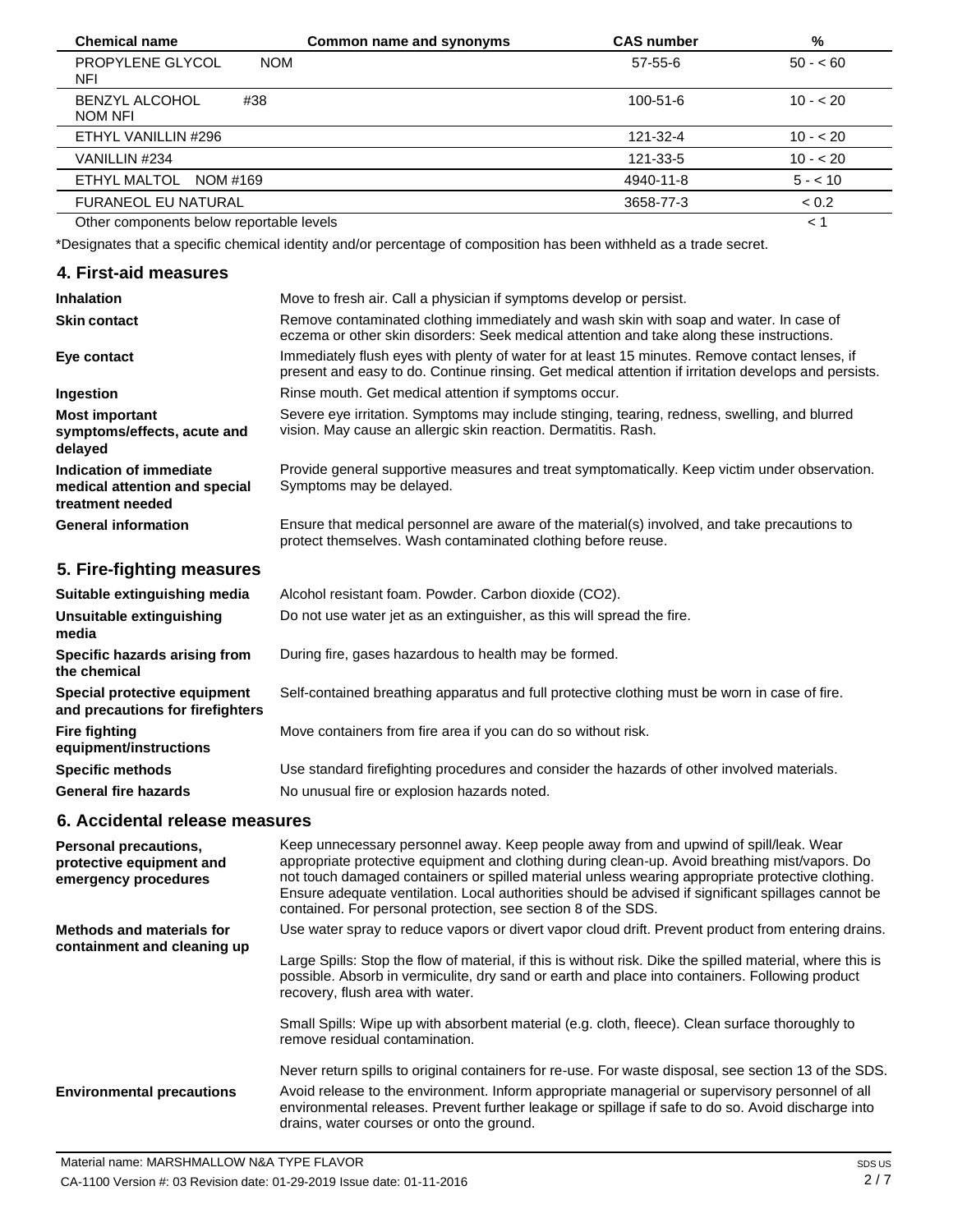| Chemical name | Common name and synonyms | CAS number | % |
| --- | --- | --- | --- |
| PROPYLENE GLYCOL NOM NFI | | 57-55-6 | 50 - < 60 |
| BENZYL ALCOHOL #38 NOM NFI | | 100-51-6 | 10 - < 20 |
| ETHYL VANILLIN #296 | | 121-32-4 | 10 - < 20 |
| VANILLIN #234 | | 121-33-5 | 10 - < 20 |
| ETHYL MALTOL NOM #169 | | 4940-11-8 | 5 - < 10 |
| FURANEOL EU NATURAL | | 3658-77-3 | < 0.2 |
| Other components below reportable levels | | | < 1 |

*Designates that a specific chemical identity and/or percentage of composition has been withheld as a trade secret.

## 4. First-aid measures

**Inhalation**
Move to fresh air. Call a physician if symptoms develop or persist.

**Skin contact**
Remove contaminated clothing immediately and wash skin with soap and water. In case of eczema or other skin disorders: Seek medical attention and take along these instructions.

**Eye contact**
Immediately flush eyes with plenty of water for at least 15 minutes. Remove contact lenses, if present and easy to do. Continue rinsing. Get medical attention if irritation develops and persists.

**Ingestion**
Rinse mouth. Get medical attention if symptoms occur.

**Most important symptoms/effects, acute and delayed**
Severe eye irritation. Symptoms may include stinging, tearing, redness, swelling, and blurred vision. May cause an allergic skin reaction. Dermatitis. Rash.

**Indication of immediate medical attention and special treatment needed**
Provide general supportive measures and treat symptomatically. Keep victim under observation. Symptoms may be delayed.

**General information**
Ensure that medical personnel are aware of the material(s) involved, and take precautions to protect themselves. Wash contaminated clothing before reuse.

## 5. Fire-fighting measures

**Suitable extinguishing media**
Alcohol resistant foam. Powder. Carbon dioxide ($CO_2$).

**Unsuitable extinguishing media**
Do not use water jet as an extinguisher, as this will spread the fire.

**Specific hazards arising from the chemical**
During fire, gases hazardous to health may be formed.

**Special protective equipment and precautions for firefighters**
Self-contained breathing apparatus and full protective clothing must be worn in case of fire.

**Fire fighting equipment/instructions**
Move containers from fire area if you can do so without risk.

**Specific methods**
Use standard firefighting procedures and consider the hazards of other involved materials.

**General fire hazards**
No unusual fire or explosion hazards noted.

## 6. Accidental release measures

**Personal precautions, protective equipment and emergency procedures**
Keep unnecessary personnel away. Keep people away from and upwind of spill/leak. Wear appropriate protective equipment and clothing during clean-up. Avoid breathing mist/vapors. Do not touch damaged containers or spilled material unless wearing appropriate protective clothing. Ensure adequate ventilation. Local authorities should be advised if significant spillages cannot be contained. For personal protection, see section 8 of the SDS.

**Methods and materials for containment and cleaning up**
Use water spray to reduce vapors or divert vapor cloud drift. Prevent product from entering drains.

Large Spills: Stop the flow of material, if this is without risk. Dike the spilled material, where this is possible. Absorb in vermiculite, dry sand or earth and place into containers. Following product recovery, flush area with water.

Small Spills: Wipe up with absorbent material (e.g. cloth, fleece). Clean surface thoroughly to remove residual contamination.

Never return spills to original containers for re-use. For waste disposal, see section 13 of the SDS.

**Environmental precautions**
Avoid release to the environment. Inform appropriate managerial or supervisory personnel of all environmental releases. Prevent further leakage or spillage if safe to do so. Avoid discharge into drains, water courses or onto the ground.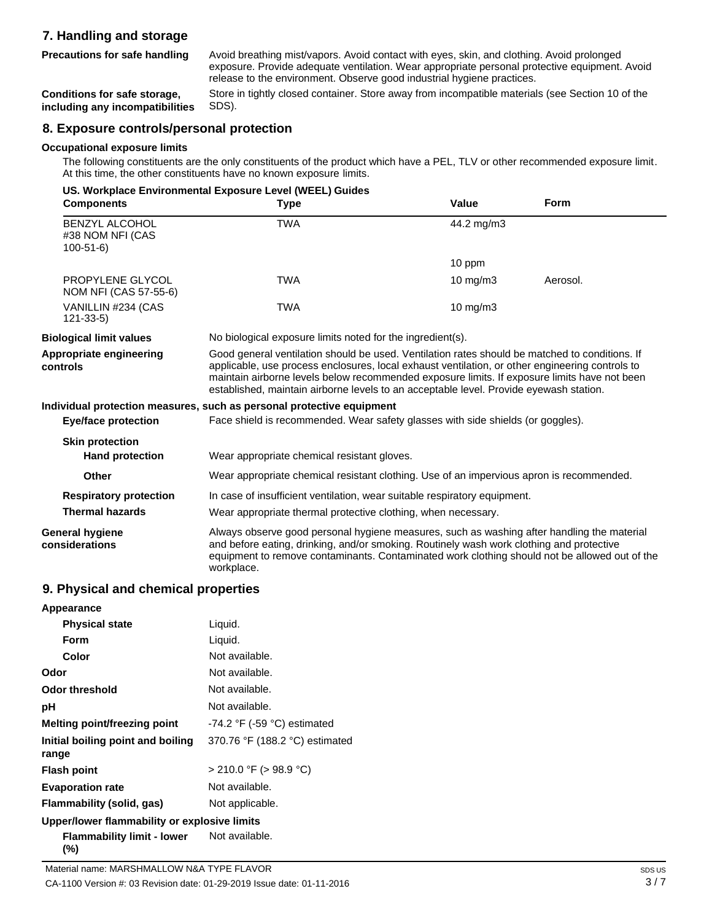## 7. Handling and storage

**Precautions for safe handling** Avoid breathing mist/vapors. Avoid contact with eyes, skin, and clothing. Avoid prolonged exposure. Provide adequate ventilation. Wear appropriate personal protective equipment. Avoid release to the environment. Observe good industrial hygiene practices.

**Conditions for safe storage, including any incompatibilities** Store in tightly closed container. Store away from incompatible materials (see Section 10 of the SDS).

## 8. Exposure controls/personal protection

**Occupational exposure limits**

The following constituents are the only constituents of the product which have a PEL, TLV or other recommended exposure limit. At this time, the other constituents have no known exposure limits.

**US. Workplace Environmental Exposure Level (WEEL) Guides**

| Components | Type | Value | Form |
|---|---|---|---|
| BENZYL ALCOHOL #38 NOM NFI (CAS 100-51-6) | TWA | 44.2 mg/m3 | |
| | | 10 ppm | |
| PROPYLENE GLYCOL NOM NFI (CAS 57-55-6) | TWA | 10 mg/m3 | Aerosol. |
| VANILLIN #234 (CAS 121-33-5) | TWA | 10 mg/m3 | |

**Biological limit values** No biological exposure limits noted for the ingredient(s).

**Appropriate engineering controls** Good general ventilation should be used. Ventilation rates should be matched to conditions. If applicable, use process enclosures, local exhaust ventilation, or other engineering controls to maintain airborne levels below recommended exposure limits. If exposure limits have not been established, maintain airborne levels to an acceptable level. Provide eyewash station.

**Individual protection measures, such as personal protective equipment**

**Eye/face protection** Face shield is recommended. Wear safety glasses with side shields (or goggles).

**Skin protection**

**Hand protection** Wear appropriate chemical resistant gloves.

**Other** Wear appropriate chemical resistant clothing. Use of an impervious apron is recommended.

**Respiratory protection** In case of insufficient ventilation, wear suitable respiratory equipment.

**Thermal hazards** Wear appropriate thermal protective clothing, when necessary.

**General hygiene considerations** Always observe good personal hygiene measures, such as washing after handling the material and before eating, drinking, and/or smoking. Routinely wash work clothing and protective equipment to remove contaminants. Contaminated work clothing should not be allowed out of the workplace.

## 9. Physical and chemical properties

**Appearance**

| | |
|---|---|
| **Physical state** | Liquid. |
| **Form** | Liquid. |
| **Color** | Not available. |
| **Odor** | Not available. |
| **Odor threshold** | Not available. |
| **pH** | Not available. |
| **Melting point/freezing point** | -74.2 °F (-59 °C) estimated |
| **Initial boiling point and boiling range** | 370.76 °F (188.2 °C) estimated |
| **Flash point** | > 210.0 °F (> 98.9 °C) |
| **Evaporation rate** | Not available. |
| **Flammability (solid, gas)** | Not applicable. |

**Upper/lower flammability or explosive limits**

**Flammability limit - lower (%)** Not available.

Material name: MARSHMALLOW N&A TYPE FLAVOR

CA-1100 Version #: 03 Revision date: 01-29-2019 Issue date: 01-11-2016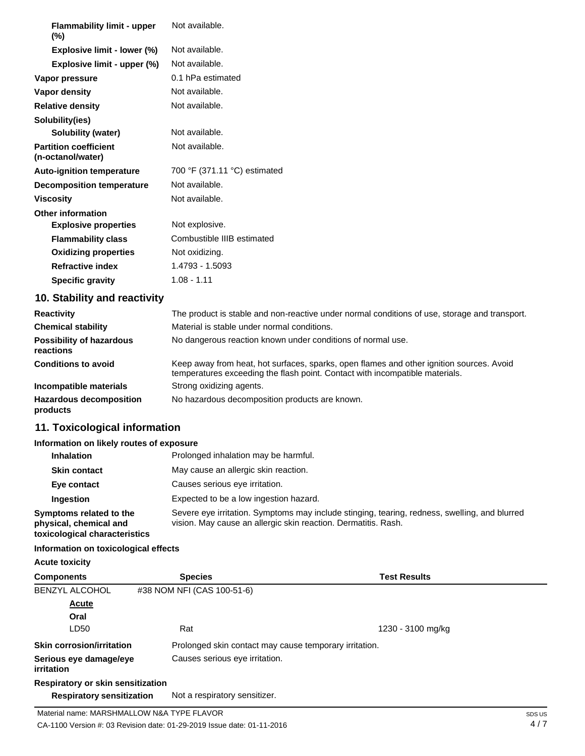| | |
|---|---|
| **Flammability limit - upper (%)** | Not available. |
| **Explosive limit - lower (%)** | Not available. |
| **Explosive limit - upper (%)** | Not available. |
| **Vapor pressure** | 0.1 hPa estimated |
| **Vapor density** | Not available. |
| **Relative density** | Not available. |
| **Solubility(ies)** | |
| **Solubility (water)** | Not available. |
| **Partition coefficient (n-octanol/water)** | Not available. |
| **Auto-ignition temperature** | 700 °F (371.11 °C) estimated |
| **Decomposition temperature** | Not available. |
| **Viscosity** | Not available. |
| **Other information** | |
| **Explosive properties** | Not explosive. |
| **Flammability class** | Combustible IIIB estimated |
| **Oxidizing properties** | Not oxidizing. |
| **Refractive index** | 1.4793 - 1.5093 |
| **Specific gravity** | 1.08 - 1.11 |

## 10. Stability and reactivity

| | |
|---|---|
| **Reactivity** | The product is stable and non-reactive under normal conditions of use, storage and transport. |
| **Chemical stability** | Material is stable under normal conditions. |
| **Possibility of hazardous reactions** | No dangerous reaction known under conditions of normal use. |
| **Conditions to avoid** | Keep away from heat, hot surfaces, sparks, open flames and other ignition sources. Avoid temperatures exceeding the flash point. Contact with incompatible materials. |
| **Incompatible materials** | Strong oxidizing agents. |
| **Hazardous decomposition products** | No hazardous decomposition products are known. |

## 11. Toxicological information

**Information on likely routes of exposure**

| | |
|---|---|
| **Inhalation** | Prolonged inhalation may be harmful. |
| **Skin contact** | May cause an allergic skin reaction. |
| **Eye contact** | Causes serious eye irritation. |
| **Ingestion** | Expected to be a low ingestion hazard. |
| **Symptoms related to the physical, chemical and toxicological characteristics** | Severe eye irritation. Symptoms may include stinging, tearing, redness, swelling, and blurred vision. May cause an allergic skin reaction. Dermatitis. Rash. |

**Information on toxicological effects**

**Acute toxicity**

| Components | Species | Test Results |
|---|---|---|
| BENZYL ALCOHOL | #38 NOM NFI (CAS 100-51-6) | |
| **Acute** | | |
| **Oral** | | |
| LD50 | Rat | 1230 - 3100 mg/kg |

| | |
|---|---|
| **Skin corrosion/irritation** | Prolonged skin contact may cause temporary irritation. |
| **Serious eye damage/eye irritation** | Causes serious eye irritation. |
| **Respiratory or skin sensitization** | |
| **Respiratory sensitization** | Not a respiratory sensitizer. |

Material name: MARSHMALLOW N&A TYPE FLAVOR

CA-1100 Version #: 03 Revision date: 01-29-2019 Issue date: 01-11-2016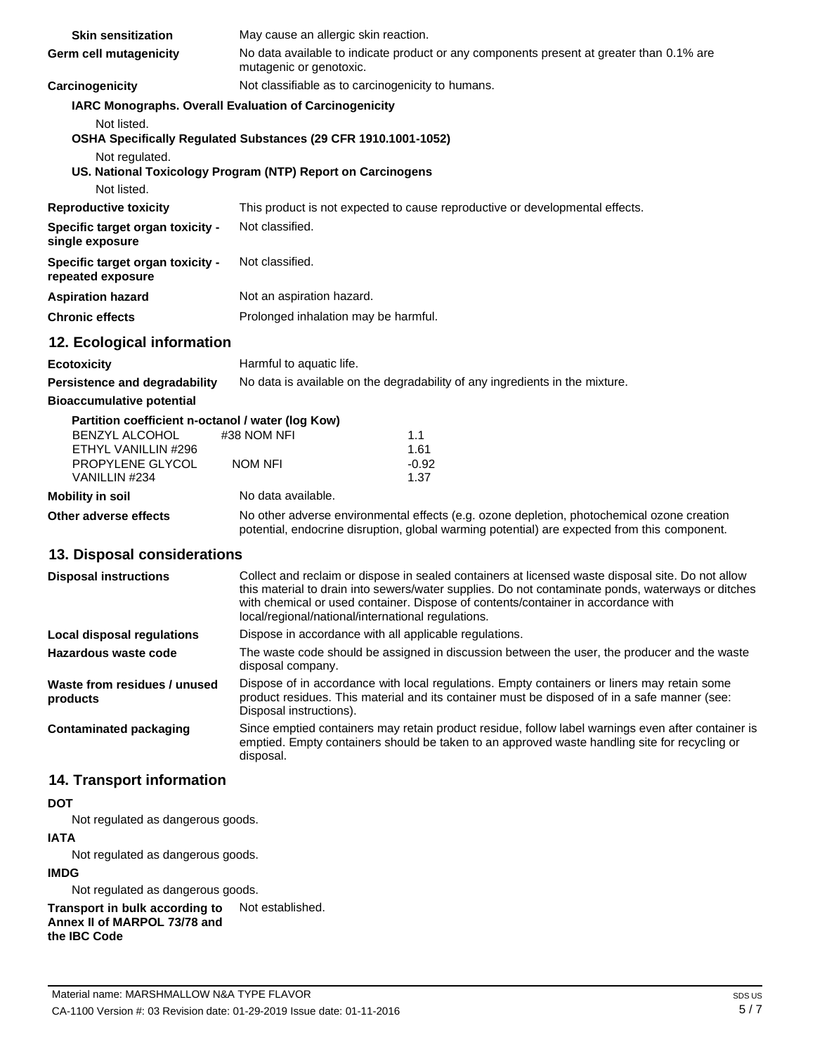| | |
|---|---|
| **Skin sensitization** | May cause an allergic skin reaction. |
| **Germ cell mutagenicity** | No data available to indicate product or any components present at greater than 0.1% are mutagenic or genotoxic. |
| **Carcinogenicity** | Not classifiable as to carcinogenicity to humans. |

**IARC Monographs. Overall Evaluation of Carcinogenicity**

Not listed.

**OSHA Specifically Regulated Substances (29 CFR 1910.1001-1052)**

Not regulated.

**US. National Toxicology Program (NTP) Report on Carcinogens**

Not listed.

| | |
|---|---|
| **Reproductive toxicity** | This product is not expected to cause reproductive or developmental effects. |
| **Specific target organ toxicity - single exposure** | Not classified. |
| **Specific target organ toxicity - repeated exposure** | Not classified. |
| **Aspiration hazard** | Not an aspiration hazard. |
| **Chronic effects** | Prolonged inhalation may be harmful. |

## 12. Ecological information

| | |
|---|---|
| **Ecotoxicity** | Harmful to aquatic life. |
| **Persistence and degradability** | No data is available on the degradability of any ingredients in the mixture. |
| **Bioaccumulative potential** | |

**Partition coefficient n-octanol / water (log Kow)**

| | |
|---|---|
| BENZYL ALCOHOL #38 NOM NFI | 1.1 |
| ETHYL VANILLIN #296 | 1.61 |
| PROPYLENE GLYCOL NOM NFI | -0.92 |
| VANILLIN #234 | 1.37 |

| | |
|---|---|
| **Mobility in soil** | No data available. |
| **Other adverse effects** | No other adverse environmental effects (e.g. ozone depletion, photochemical ozone creation potential, endocrine disruption, global warming potential) are expected from this component. |

## 13. Disposal considerations

| | |
|---|---|
| **Disposal instructions** | Collect and reclaim or dispose in sealed containers at licensed waste disposal site. Do not allow this material to drain into sewers/water supplies. Do not contaminate ponds, waterways or ditches with chemical or used container. Dispose of contents/container in accordance with local/regional/national/international regulations. |
| **Local disposal regulations** | Dispose in accordance with all applicable regulations. |
| **Hazardous waste code** | The waste code should be assigned in discussion between the user, the producer and the waste disposal company. |
| **Waste from residues / unused products** | Dispose of in accordance with local regulations. Empty containers or liners may retain some product residues. This material and its container must be disposed of in a safe manner (see: Disposal instructions). |
| **Contaminated packaging** | Since emptied containers may retain product residue, follow label warnings even after container is emptied. Empty containers should be taken to an approved waste handling site for recycling or disposal. |

## 14. Transport information

**DOT**

Not regulated as dangerous goods.

**IATA**

Not regulated as dangerous goods.

**IMDG**

Not regulated as dangerous goods.

| | |
|---|---|
| **Transport in bulk according to Annex II of MARPOL 73/78 and the IBC Code** | Not established. |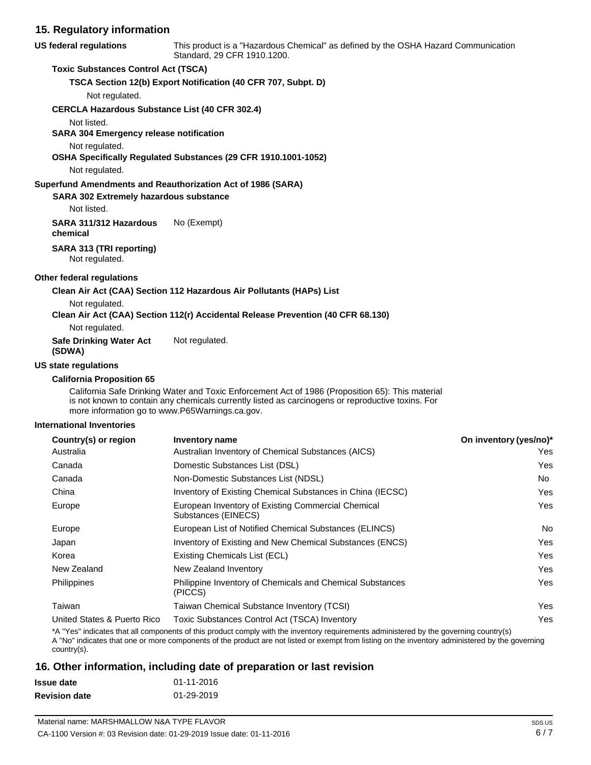## 15. Regulatory information

**US federal regulations** This product is a "Hazardous Chemical" as defined by the OSHA Hazard Communication Standard, 29 CFR 1910.1200.

**Toxic Substances Control Act (TSCA)**

**TSCA Section 12(b) Export Notification (40 CFR 707, Subpt. D)**

Not regulated.

**CERCLA Hazardous Substance List (40 CFR 302.4)**

Not listed.

**SARA 304 Emergency release notification**

Not regulated.

**OSHA Specifically Regulated Substances (29 CFR 1910.1001-1052)**

Not regulated.

**Superfund Amendments and Reauthorization Act of 1986 (SARA)**

**SARA 302 Extremely hazardous substance**

Not listed.

**SARA 311/312 Hazardous chemical** No (Exempt)

**SARA 313 (TRI reporting)**

Not regulated.

**Other federal regulations**

**Clean Air Act (CAA) Section 112 Hazardous Air Pollutants (HAPs) List**

Not regulated.

**Clean Air Act (CAA) Section 112(r) Accidental Release Prevention (40 CFR 68.130)**

Not regulated.

**Safe Drinking Water Act (SDWA)** Not regulated.

**US state regulations**

**California Proposition 65**

California Safe Drinking Water and Toxic Enforcement Act of 1986 (Proposition 65): This material is not known to contain any chemicals currently listed as carcinogens or reproductive toxins. For more information go to www.P65Warnings.ca.gov.

**International Inventories**

| Country(s) or region | Inventory name | On inventory (yes/no)* |
|---|---|---|
| Australia | Australian Inventory of Chemical Substances (AICS) | Yes |
| Canada | Domestic Substances List (DSL) | Yes |
| Canada | Non-Domestic Substances List (NDSL) | No |
| China | Inventory of Existing Chemical Substances in China (IECSC) | Yes |
| Europe | European Inventory of Existing Commercial Chemical Substances (EINECS) | Yes |
| Europe | European List of Notified Chemical Substances (ELINCS) | No |
| Japan | Inventory of Existing and New Chemical Substances (ENCS) | Yes |
| Korea | Existing Chemicals List (ECL) | Yes |
| New Zealand | New Zealand Inventory | Yes |
| Philippines | Philippine Inventory of Chemicals and Chemical Substances (PICCS) | Yes |
| Taiwan | Taiwan Chemical Substance Inventory (TCSI) | Yes |
| United States & Puerto Rico | Toxic Substances Control Act (TSCA) Inventory | Yes |

*A "Yes" indicates that all components of this product comply with the inventory requirements administered by the governing country(s)
A "No" indicates that one or more components of the product are not listed or exempt from listing on the inventory administered by the governing country(s).

## 16. Other information, including date of preparation or last revision

**Issue date** 01-11-2016

**Revision date** 01-29-2019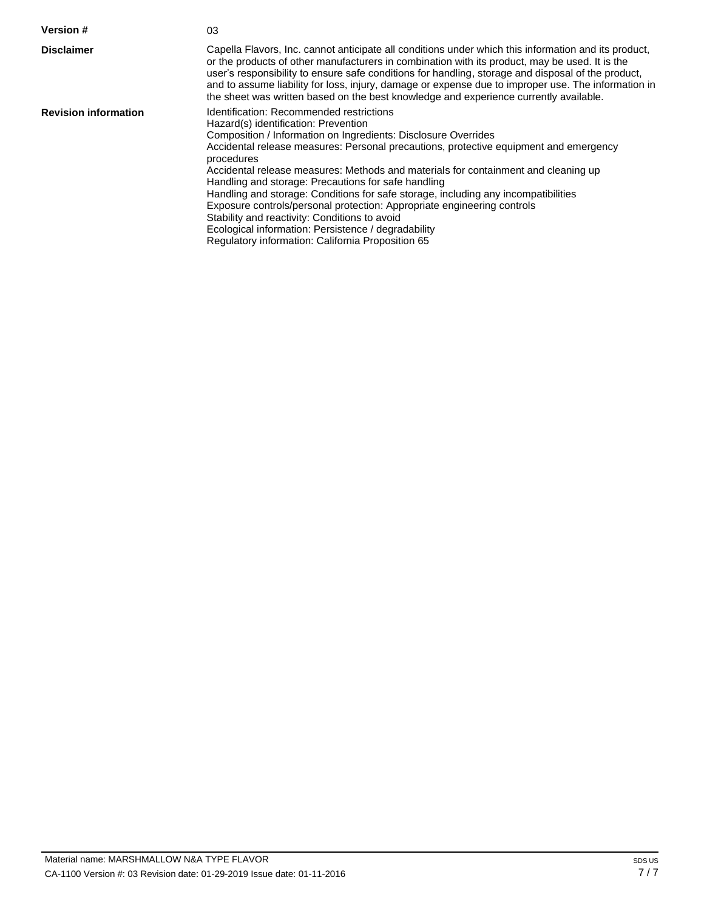**Version #** 03

**Disclaimer** Capella Flavors, Inc. cannot anticipate all conditions under which this information and its product, or the products of other manufacturers in combination with its product, may be used. It is the user's responsibility to ensure safe conditions for handling, storage and disposal of the product, and to assume liability for loss, injury, damage or expense due to improper use. The information in the sheet was written based on the best knowledge and experience currently available.

**Revision information**

Identification: Recommended restrictions
Hazard(s) identification: Prevention
Composition / Information on Ingredients: Disclosure Overrides
Accidental release measures: Personal precautions, protective equipment and emergency procedures
Accidental release measures: Methods and materials for containment and cleaning up
Handling and storage: Precautions for safe handling
Handling and storage: Conditions for safe storage, including any incompatibilities
Exposure controls/personal protection: Appropriate engineering controls
Stability and reactivity: Conditions to avoid
Ecological information: Persistence / degradability
Regulatory information: California Proposition 65